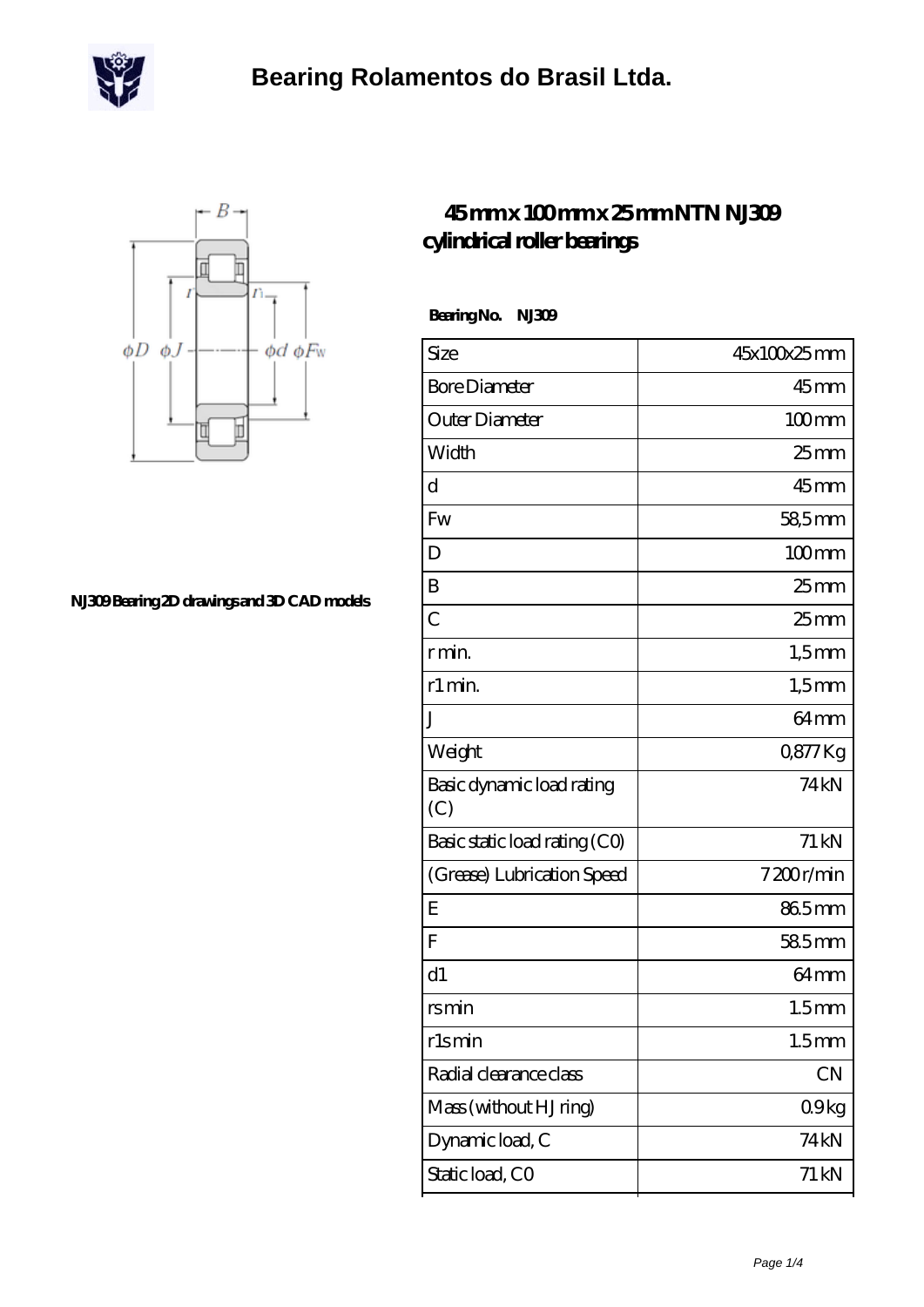# Bearing Rolamentos do Brasil Ltda.

NJ309 Bearing 2D drawings and 3D CAD models

## 45 mm x 100 mm x 25 mm NTN NJ309 cylindrical roller bearings

**Bearing No. NJ309**

| Size | 45x100x25 mm |
|---|---|
| Bore Diameter | 45 mm |
| Outer Diameter | 100 mm |
| Width | 25 mm |
| d | 45 mm |
| Fw | 58,5 mm |
| D | 100 mm |
| B | 25 mm |
| C | 25 mm |
| r min. | 1,5 mm |
| r1 min. | 1,5 mm |
| J | 64 mm |
| Weight | 0,877 Kg |
| Basic dynamic load rating (C) | 74 kN |
| Basic static load rating (C0) | 71 kN |
| (Grease) Lubrication Speed | 7 200 r/min |
| E | 86.5 mm |
| F | 58.5 mm |
| d1 | 64 mm |
| rs min | 1.5 mm |
| r1s min | 1.5 mm |
| Radial clearance class | CN |
| Mass (without HJ ring) | 0.9 kg |
| Dynamic load, C | 74 kN |
| Static load, C0 | 71 kN |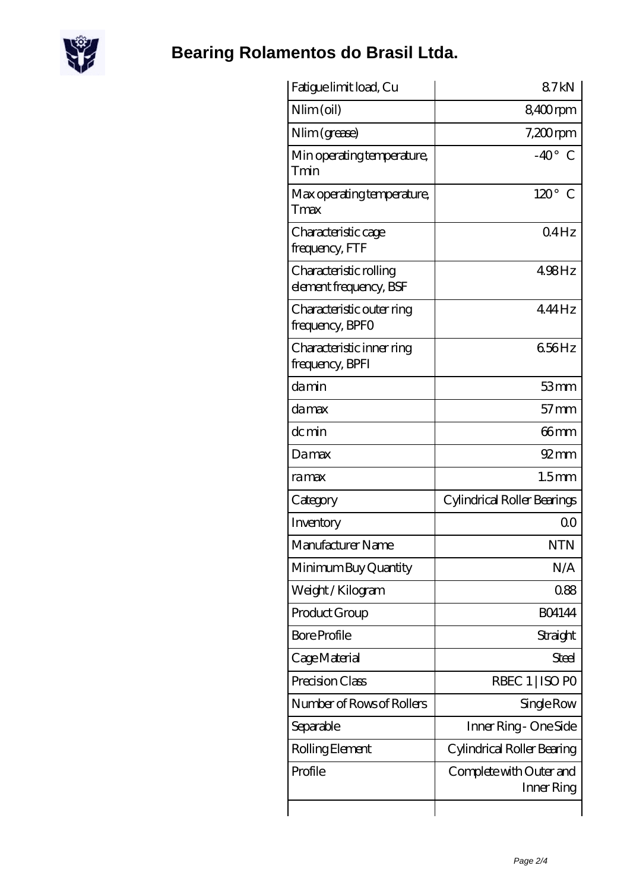| Fatigue limit load, Cu | 8.7 kN |
|---|---|
| Nlim (oil) | 8,400 rpm |
| Nlim (grease) | 7,200 rpm |
| Min operating temperature, Tmin | -40 ° C |
| Max operating temperature, Tmax | 120 ° C |
| Characteristic cage frequency, FTF | 0.4 Hz |
| Characteristic rolling element frequency, BSF | 4.98 Hz |
| Characteristic outer ring frequency, BPFO | 4.44 Hz |
| Characteristic inner ring frequency, BPFI | 6.56 Hz |
| da min | 53 mm |
| da max | 57 mm |
| dc min | 66 mm |
| Da max | 92 mm |
| ra max | 1.5 mm |
| Category | Cylindrical Roller Bearings |
| Inventory | 0.0 |
| Manufacturer Name | NTN |
| Minimum Buy Quantity | N/A |
| Weight / Kilogram | 0.88 |
| Product Group | B04144 |
| Bore Profile | Straight |
| Cage Material | Steel |
| Precision Class | RBEC 1 \| ISO P0 |
| Number of Rows of Rollers | Single Row |
| Separable | Inner Ring - One Side |
| Rolling Element | Cylindrical Roller Bearing |
| Profile | Complete with Outer and Inner Ring |
| | |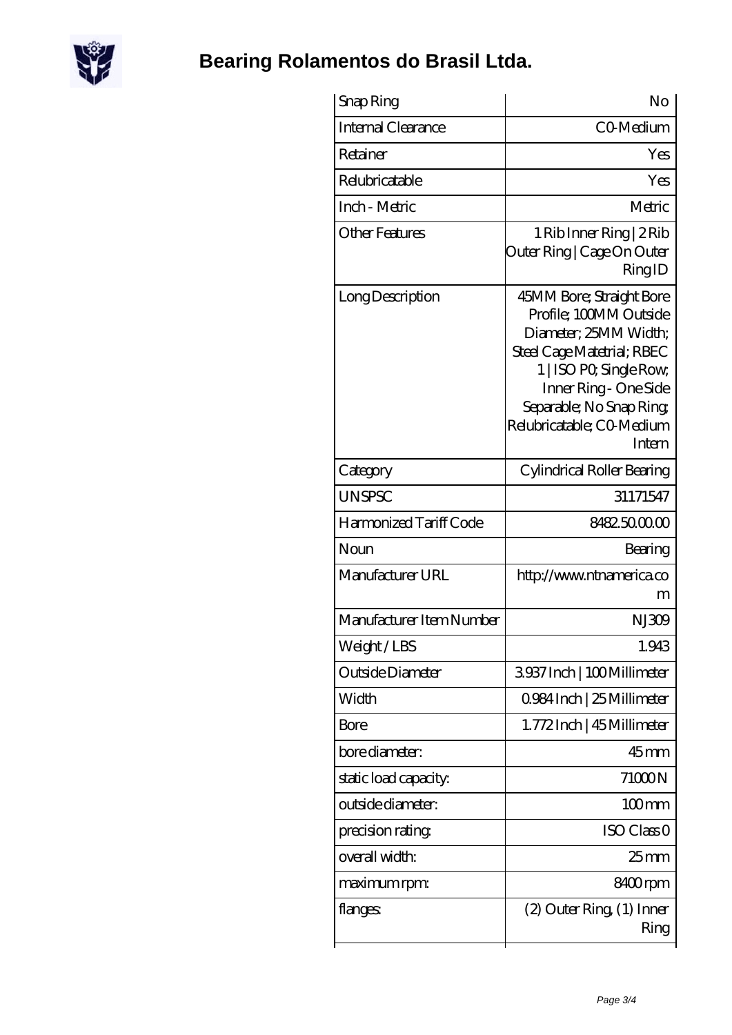# Bearing Rolamentos do Brasil Ltda.

| Snap Ring | No |
|---|---|
| Internal Clearance | C0-Medium |
| Retainer | Yes |
| Relubricatable | Yes |
| Inch - Metric | Metric |
| Other Features | 1 Rib Inner Ring \| 2 Rib Outer Ring \| Cage On Outer Ring ID |
| Long Description | 45MM Bore; Straight Bore Profile; 100MM Outside Diameter; 25MM Width; Steel Cage Matetrial; RBEC 1 \| ISO P0; Single Row; Inner Ring - One Side Separable; No Snap Ring; Relubricatable; C0-Medium Intern |
| Category | Cylindrical Roller Bearing |
| UNSPSC | 31171547 |
| Harmonized Tariff Code | 8482.50.00.00 |
| Noun | Bearing |
| Manufacturer URL | http://www.ntnamerica.com |
| Manufacturer Item Number | NJ309 |
| Weight / LBS | 1.943 |
| Outside Diameter | 3.937 Inch \| 100 Millimeter |
| Width | 0.984 Inch \| 25 Millimeter |
| Bore | 1.772 Inch \| 45 Millimeter |
| bore diameter: | 45 mm |
| static load capacity: | 71000 N |
| outside diameter: | 100 mm |
| precision rating: | ISO Class 0 |
| overall width: | 25 mm |
| maximum rpm: | 8400 rpm |
| flanges: | (2) Outer Ring, (1) Inner Ring |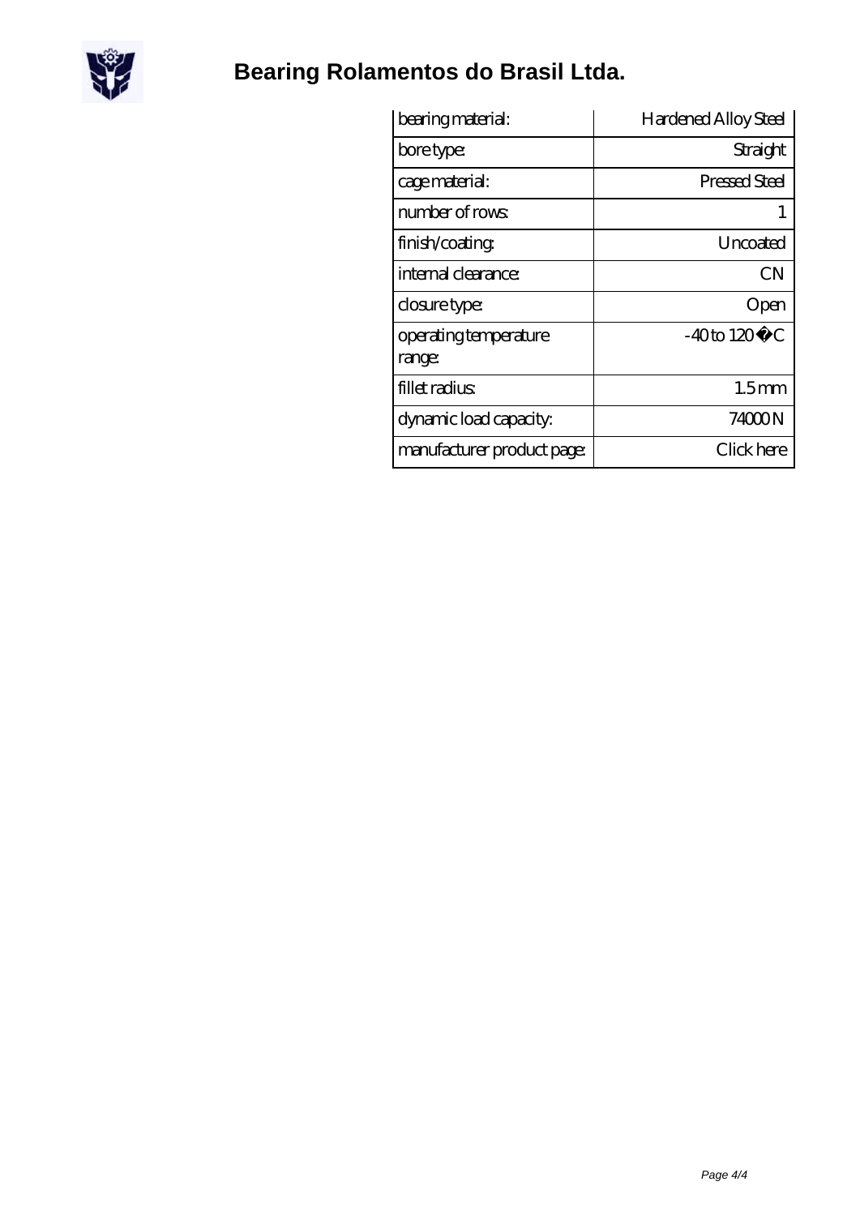| | |
|---|---|
| bearing material: | Hardened Alloy Steel |
| bore type: | Straight |
| cage material: | Pressed Steel |
| number of rows: | 1 |
| finish/coating: | Uncoated |
| internal clearance: | CN |
| closure type: | Open |
| operating temperature range: | -40 to 120�C |
| fillet radius: | 1.5 mm |
| dynamic load capacity: | 74000 N |
| manufacturer product page: | Click here |